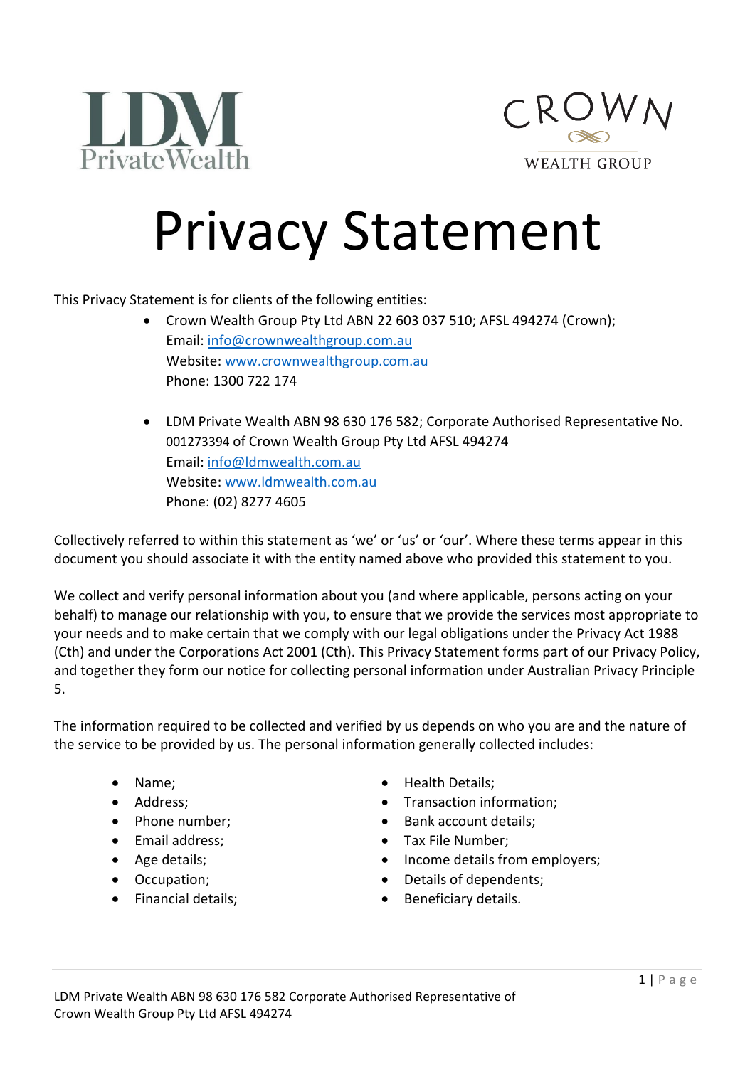# Privacy Statement

This Privacy Statement is for clients of the following entities:

- Crown Wealth Group Pty Ltd ABN 22 603 037 510; AFSL 494274 (Crown);
  Email: info@crownwealthgroup.com.au
  Website: www.crownwealthgroup.com.au
  Phone: 1300 722 174

- LDM Private Wealth ABN 98 630 176 582; Corporate Authorised Representative No. 001273394 of Crown Wealth Group Pty Ltd AFSL 494274
  Email: info@ldmwealth.com.au
  Website: www.ldmwealth.com.au
  Phone: (02) 8277 4605

Collectively referred to within this statement as 'we' or 'us' or 'our'. Where these terms appear in this document you should associate it with the entity named above who provided this statement to you.

We collect and verify personal information about you (and where applicable, persons acting on your behalf) to manage our relationship with you, to ensure that we provide the services most appropriate to your needs and to make certain that we comply with our legal obligations under the Privacy Act 1988 (Cth) and under the Corporations Act 2001 (Cth). This Privacy Statement forms part of our Privacy Policy, and together they form our notice for collecting personal information under Australian Privacy Principle 5.

The information required to be collected and verified by us depends on who you are and the nature of the service to be provided by us. The personal information generally collected includes:

- Name;
- Address;
- Phone number;
- Email address;
- Age details;
- Occupation;
- Financial details;
- Health Details;
- Transaction information;
- Bank account details;
- Tax File Number;
- Income details from employers;
- Details of dependents;
- Beneficiary details.

LDM Private Wealth ABN 98 630 176 582 Corporate Authorised Representative of Crown Wealth Group Pty Ltd AFSL 494274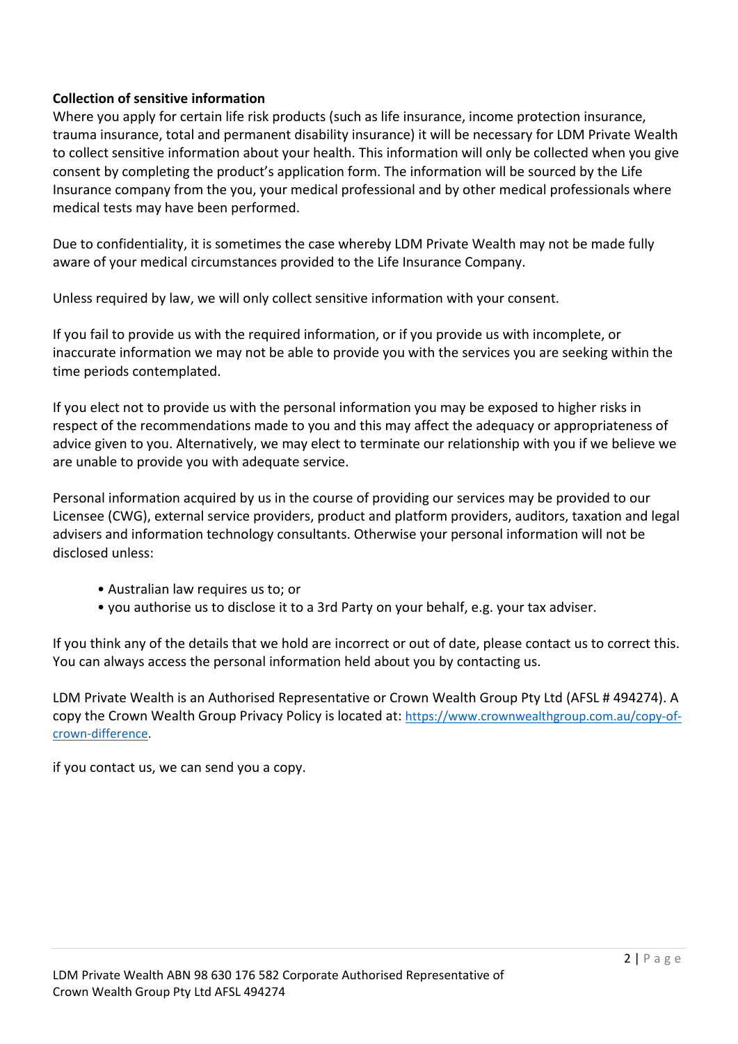**Collection of sensitive information**

Where you apply for certain life risk products (such as life insurance, income protection insurance, trauma insurance, total and permanent disability insurance) it will be necessary for LDM Private Wealth to collect sensitive information about your health. This information will only be collected when you give consent by completing the product's application form. The information will be sourced by the Life Insurance company from the you, your medical professional and by other medical professionals where medical tests may have been performed.

Due to confidentiality, it is sometimes the case whereby LDM Private Wealth may not be made fully aware of your medical circumstances provided to the Life Insurance Company.

Unless required by law, we will only collect sensitive information with your consent.

If you fail to provide us with the required information, or if you provide us with incomplete, or inaccurate information we may not be able to provide you with the services you are seeking within the time periods contemplated.

If you elect not to provide us with the personal information you may be exposed to higher risks in respect of the recommendations made to you and this may affect the adequacy or appropriateness of advice given to you. Alternatively, we may elect to terminate our relationship with you if we believe we are unable to provide you with adequate service.

Personal information acquired by us in the course of providing our services may be provided to our Licensee (CWG), external service providers, product and platform providers, auditors, taxation and legal advisers and information technology consultants. Otherwise your personal information will not be disclosed unless:

- Australian law requires us to; or
- you authorise us to disclose it to a 3rd Party on your behalf, e.g. your tax adviser.

If you think any of the details that we hold are incorrect or out of date, please contact us to correct this. You can always access the personal information held about you by contacting us.

LDM Private Wealth is an Authorised Representative or Crown Wealth Group Pty Ltd (AFSL # 494274). A copy the Crown Wealth Group Privacy Policy is located at: https://www.crownwealthgroup.com.au/copy-of-crown-difference.

if you contact us, we can send you a copy.